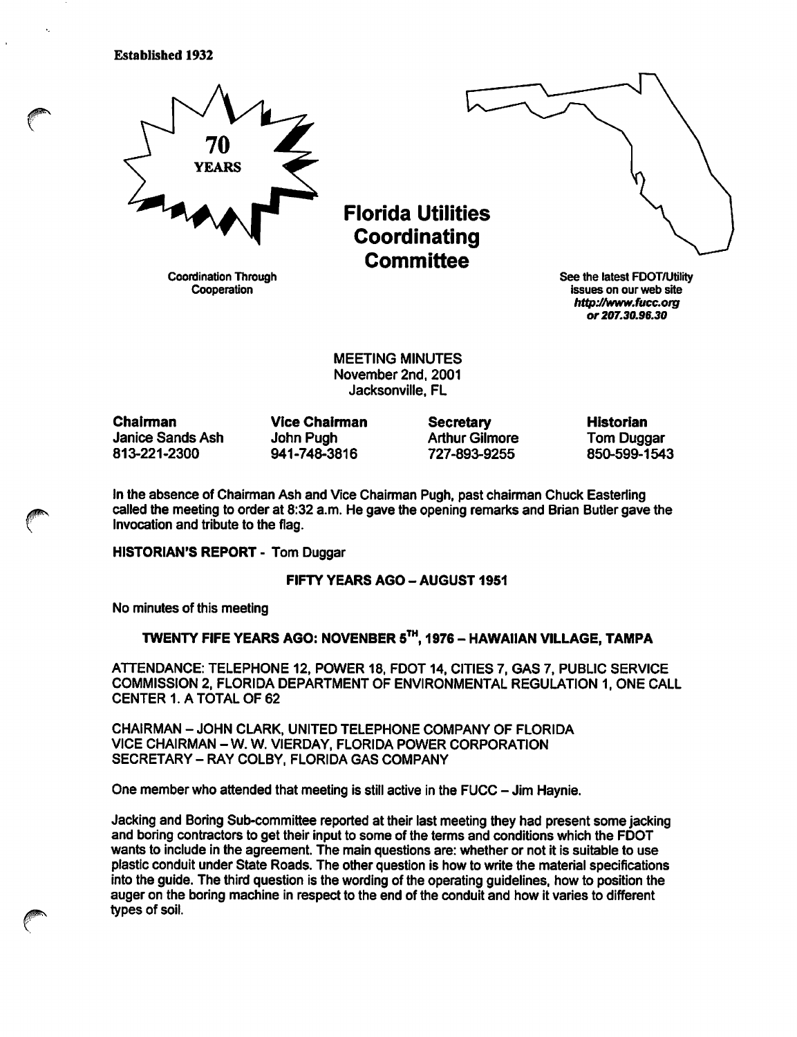Established 1932

70 YEARS

Coordination Through Cooperation

# Florida Utilities Coordinating Committee

See the latest FDOT/Utility issues on our web site *http://www.fucc.org or 207.30.96.30*

MEETING MINUTES
November 2nd, 2001
Jacksonville, FL

| **Chairman** | **Vice Chairman** | **Secretary** | **Historian** |
|---|---|---|---|
| Janice Sands Ash | John Pugh | Arthur Gilmore | Tom Duggar |
| 813-221-2300 | 941-748-3816 | 727-893-9255 | 850-599-1543 |

In the absence of Chairman Ash and Vice Chairman Pugh, past chairman Chuck Easterling called the meeting to order at 8:32 a.m. He gave the opening remarks and Brian Butler gave the Invocation and tribute to the flag.

**HISTORIAN'S REPORT** - Tom Duggar

**FIFTY YEARS AGO – AUGUST 1951**

No minutes of this meeting

**TWENTY FIFE YEARS AGO: NOVENBER 5TH, 1976 – HAWAIIAN VILLAGE, TAMPA**

ATTENDANCE: TELEPHONE 12, POWER 18, FDOT 14, CITIES 7, GAS 7, PUBLIC SERVICE COMMISSION 2, FLORIDA DEPARTMENT OF ENVIRONMENTAL REGULATION 1, ONE CALL CENTER 1. A TOTAL OF 62

CHAIRMAN – JOHN CLARK, UNITED TELEPHONE COMPANY OF FLORIDA
VICE CHAIRMAN – W. W. VIERDAY, FLORIDA POWER CORPORATION
SECRETARY – RAY COLBY, FLORIDA GAS COMPANY

One member who attended that meeting is still active in the FUCC – Jim Haynie.

Jacking and Boring Sub-committee reported at their last meeting they had present some jacking and boring contractors to get their input to some of the terms and conditions which the FDOT wants to include in the agreement. The main questions are: whether or not it is suitable to use plastic conduit under State Roads. The other question is how to write the material specifications into the guide. The third question is the wording of the operating guidelines, how to position the auger on the boring machine in respect to the end of the conduit and how it varies to different types of soil.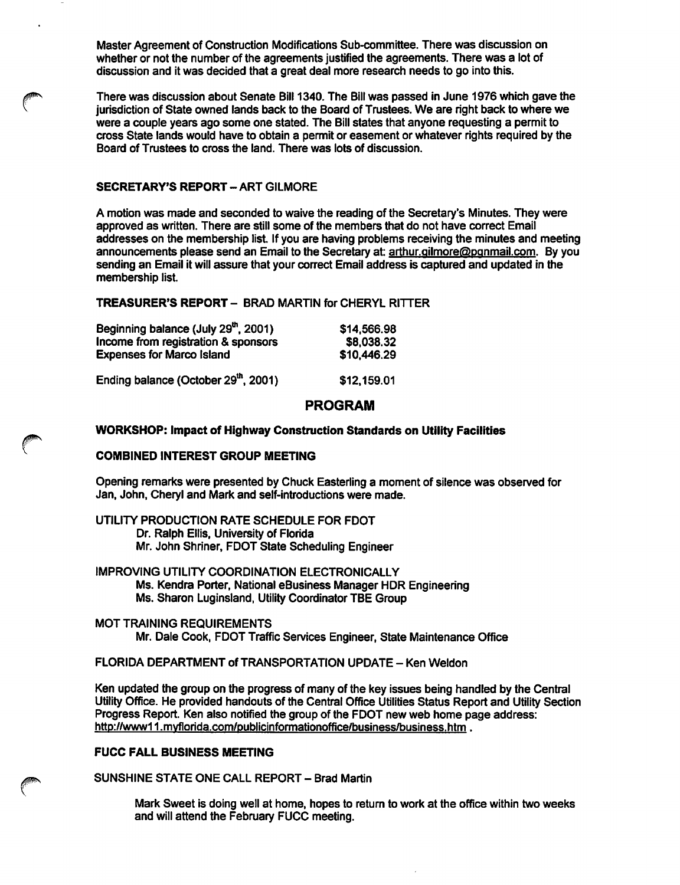Master Agreement of Construction Modifications Sub-committee. There was discussion on whether or not the number of the agreements justified the agreements. There was a lot of discussion and it was decided that a great deal more research needs to go into this.

There was discussion about Senate Bill 1340. The Bill was passed in June 1976 which gave the jurisdiction of State owned lands back to the Board of Trustees. We are right back to where we were a couple years ago some one stated. The Bill states that anyone requesting a permit to cross State lands would have to obtain a permit or easement or whatever rights required by the Board of Trustees to cross the land. There was lots of discussion.

**SECRETARY'S REPORT – ART GILMORE**

A motion was made and seconded to waive the reading of the Secretary's Minutes. They were approved as written. There are still some of the members that do not have correct Email addresses on the membership list. If you are having problems receiving the minutes and meeting announcements please send an Email to the Secretary at: arthur.gilmore@pgnmail.com. By you sending an Email it will assure that your correct Email address is captured and updated in the membership list.

**TREASURER'S REPORT – BRAD MARTIN for CHERYL RITTER**

| | |
|---|---|
| Beginning balance (July 29th, 2001) | $14,566.98 |
| Income from registration & sponsors | $8,038.32 |
| Expenses for Marco Island | $10,446.29 |
| Ending balance (October 29th, 2001) | $12,159.01 |

## PROGRAM

**WORKSHOP: Impact of Highway Construction Standards on Utility Facilities**

**COMBINED INTEREST GROUP MEETING**

Opening remarks were presented by Chuck Easterling a moment of silence was observed for Jan, John, Cheryl and Mark and self-introductions were made.

UTILITY PRODUCTION RATE SCHEDULE FOR FDOT
Dr. Ralph Ellis, University of Florida
Mr. John Shriner, FDOT State Scheduling Engineer

IMPROVING UTILITY COORDINATION ELECTRONICALLY
Ms. Kendra Porter, National eBusiness Manager HDR Engineering
Ms. Sharon Luginsland, Utility Coordinator TBE Group

MOT TRAINING REQUIREMENTS
Mr. Dale Cook, FDOT Traffic Services Engineer, State Maintenance Office

FLORIDA DEPARTMENT of TRANSPORTATION UPDATE – Ken Weldon

Ken updated the group on the progress of many of the key issues being handled by the Central Utility Office. He provided handouts of the Central Office Utilities Status Report and Utility Section Progress Report. Ken also notified the group of the FDOT new web home page address: http://www11.myflorida.com/publicinformationoffice/business/business.htm .

**FUCC FALL BUSINESS MEETING**

SUNSHINE STATE ONE CALL REPORT – Brad Martin

Mark Sweet is doing well at home, hopes to return to work at the office within two weeks and will attend the February FUCC meeting.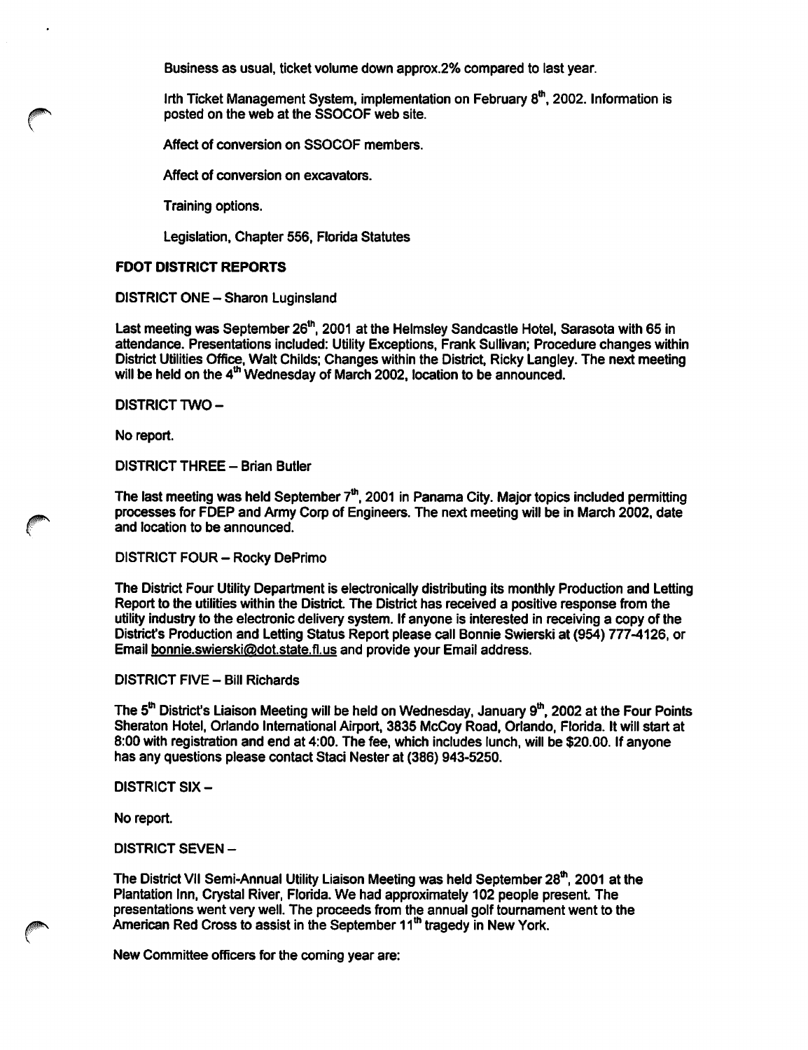Business as usual, ticket volume down approx.2% compared to last year.

Irth Ticket Management System, implementation on February 8th, 2002. Information is posted on the web at the SSOCOF web site.

Affect of conversion on SSOCOF members.

Affect of conversion on excavators.

Training options.

Legislation, Chapter 556, Florida Statutes

**FDOT DISTRICT REPORTS**

DISTRICT ONE – Sharon Luginsland

Last meeting was September 26th, 2001 at the Helmsley Sandcastle Hotel, Sarasota with 65 in attendance. Presentations included: Utility Exceptions, Frank Sullivan; Procedure changes within District Utilities Office, Walt Childs; Changes within the District, Ricky Langley. The next meeting will be held on the 4th Wednesday of March 2002, location to be announced.

DISTRICT TWO –

No report.

DISTRICT THREE – Brian Butler

The last meeting was held September 7th, 2001 in Panama City. Major topics included permitting processes for FDEP and Army Corp of Engineers. The next meeting will be in March 2002, date and location to be announced.

DISTRICT FOUR – Rocky DePrimo

The District Four Utility Department is electronically distributing its monthly Production and Letting Report to the utilities within the District. The District has received a positive response from the utility industry to the electronic delivery system. If anyone is interested in receiving a copy of the District's Production and Letting Status Report please call Bonnie Swierski at (954) 777-4126, or Email bonnie.swierski@dot.state.fl.us and provide your Email address.

DISTRICT FIVE – Bill Richards

The 5th District's Liaison Meeting will be held on Wednesday, January 9th, 2002 at the Four Points Sheraton Hotel, Orlando International Airport, 3835 McCoy Road, Orlando, Florida. It will start at 8:00 with registration and end at 4:00. The fee, which includes lunch, will be $20.00. If anyone has any questions please contact Staci Nester at (386) 943-5250.

DISTRICT SIX –

No report.

DISTRICT SEVEN –

The District VII Semi-Annual Utility Liaison Meeting was held September 28th, 2001 at the Plantation Inn, Crystal River, Florida. We had approximately 102 people present. The presentations went very well. The proceeds from the annual golf tournament went to the American Red Cross to assist in the September 11th tragedy in New York.

New Committee officers for the coming year are: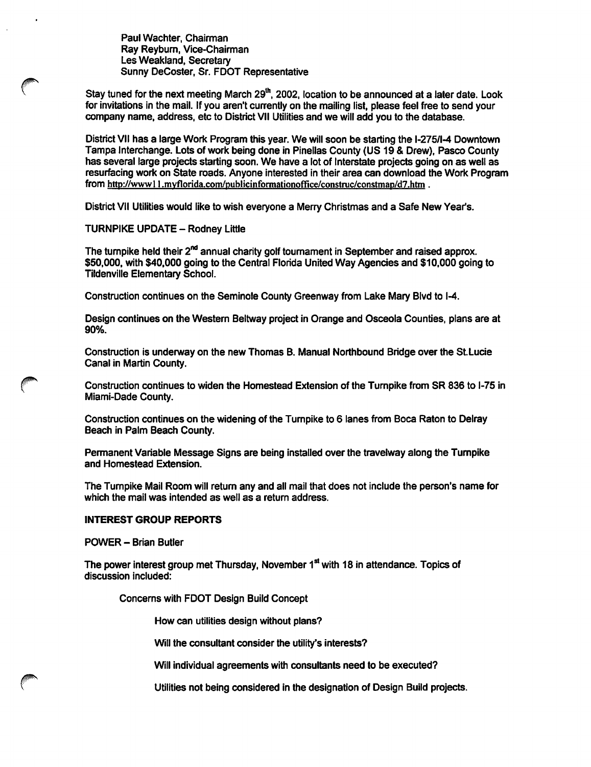Paul Wachter, Chairman
Ray Reyburn, Vice-Chairman
Les Weakland, Secretary
Sunny DeCoster, Sr. FDOT Representative

Stay tuned for the next meeting March 29th, 2002, location to be announced at a later date. Look for invitations in the mail. If you aren't currently on the mailing list, please feel free to send your company name, address, etc to District VII Utilities and we will add you to the database.

District VII has a large Work Program this year. We will soon be starting the I-275/I-4 Downtown Tampa Interchange. Lots of work being done in Pinellas County (US 19 & Drew), Pasco County has several large projects starting soon. We have a lot of Interstate projects going on as well as resurfacing work on State roads. Anyone interested in their area can download the Work Program from http://www11.myflorida.com/publicinformationoffice/construc/constmap/d7.htm .

District VII Utilities would like to wish everyone a Merry Christmas and a Safe New Year's.

TURNPIKE UPDATE – Rodney Little

The turnpike held their 2nd annual charity golf tournament in September and raised approx. $50,000, with $40,000 going to the Central Florida United Way Agencies and $10,000 going to Tildenville Elementary School.

Construction continues on the Seminole County Greenway from Lake Mary Blvd to I-4.

Design continues on the Western Beltway project in Orange and Osceola Counties, plans are at 90%.

Construction is underway on the new Thomas B. Manual Northbound Bridge over the St.Lucie Canal in Martin County.

Construction continues to widen the Homestead Extension of the Turnpike from SR 836 to I-75 in Miami-Dade County.

Construction continues on the widening of the Turnpike to 6 lanes from Boca Raton to Delray Beach in Palm Beach County.

Permanent Variable Message Signs are being installed over the travelway along the Turnpike and Homestead Extension.

The Turnpike Mail Room will return any and all mail that does not include the person's name for which the mail was intended as well as a return address.

**INTEREST GROUP REPORTS**

POWER – Brian Butler

The power interest group met Thursday, November 1st with 18 in attendance. Topics of discussion included:

Concerns with FDOT Design Build Concept

- How can utilities design without plans?
- Will the consultant consider the utility's interests?
- Will individual agreements with consultants need to be executed?
- Utilities not being considered in the designation of Design Build projects.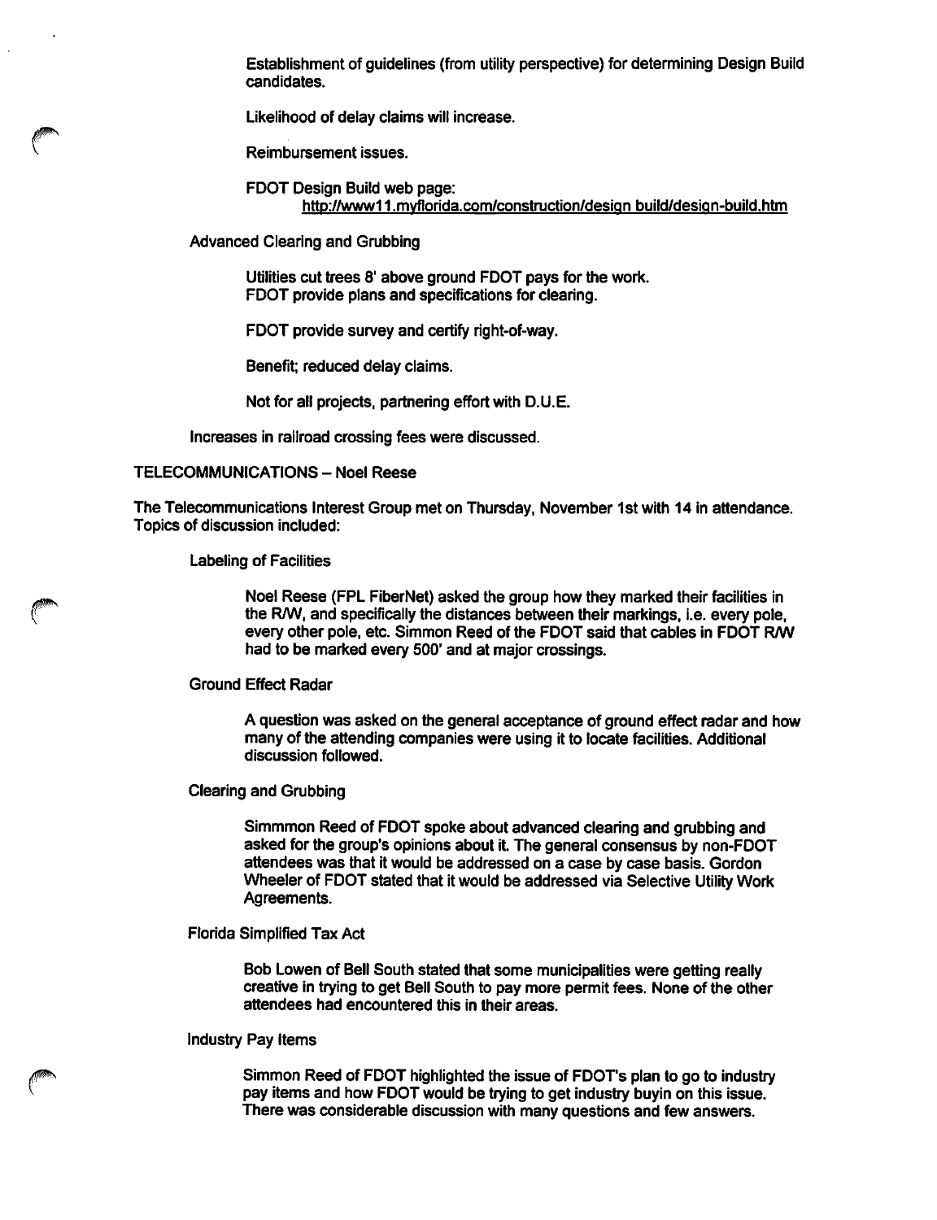Establishment of guidelines (from utility perspective) for determining Design Build candidates.

Likelihood of delay claims will increase.

Reimbursement issues.

FDOT Design Build web page:
http://www11.myflorida.com/construction/design build/design-build.htm

Advanced Clearing and Grubbing

Utilities cut trees 8' above ground FDOT pays for the work.
FDOT provide plans and specifications for clearing.

FDOT provide survey and certify right-of-way.

Benefit; reduced delay claims.

Not for all projects, partnering effort with D.U.E.

Increases in railroad crossing fees were discussed.

TELECOMMUNICATIONS – Noel Reese

The Telecommunications Interest Group met on Thursday, November 1st with 14 in attendance. Topics of discussion included:

Labeling of Facilities

Noel Reese (FPL FiberNet) asked the group how they marked their facilities in the R/W, and specifically the distances between their markings, i.e. every pole, every other pole, etc. Simmon Reed of the FDOT said that cables in FDOT R/W had to be marked every 500' and at major crossings.

Ground Effect Radar

A question was asked on the general acceptance of ground effect radar and how many of the attending companies were using it to locate facilities. Additional discussion followed.

Clearing and Grubbing

Simmmon Reed of FDOT spoke about advanced clearing and grubbing and asked for the group's opinions about it. The general consensus by non-FDOT attendees was that it would be addressed on a case by case basis. Gordon Wheeler of FDOT stated that it would be addressed via Selective Utility Work Agreements.

Florida Simplified Tax Act

Bob Lowen of Bell South stated that some municipalities were getting really creative in trying to get Bell South to pay more permit fees. None of the other attendees had encountered this in their areas.

Industry Pay Items

Simmon Reed of FDOT highlighted the issue of FDOT's plan to go to industry pay items and how FDOT would be trying to get industry buyin on this issue. There was considerable discussion with many questions and few answers.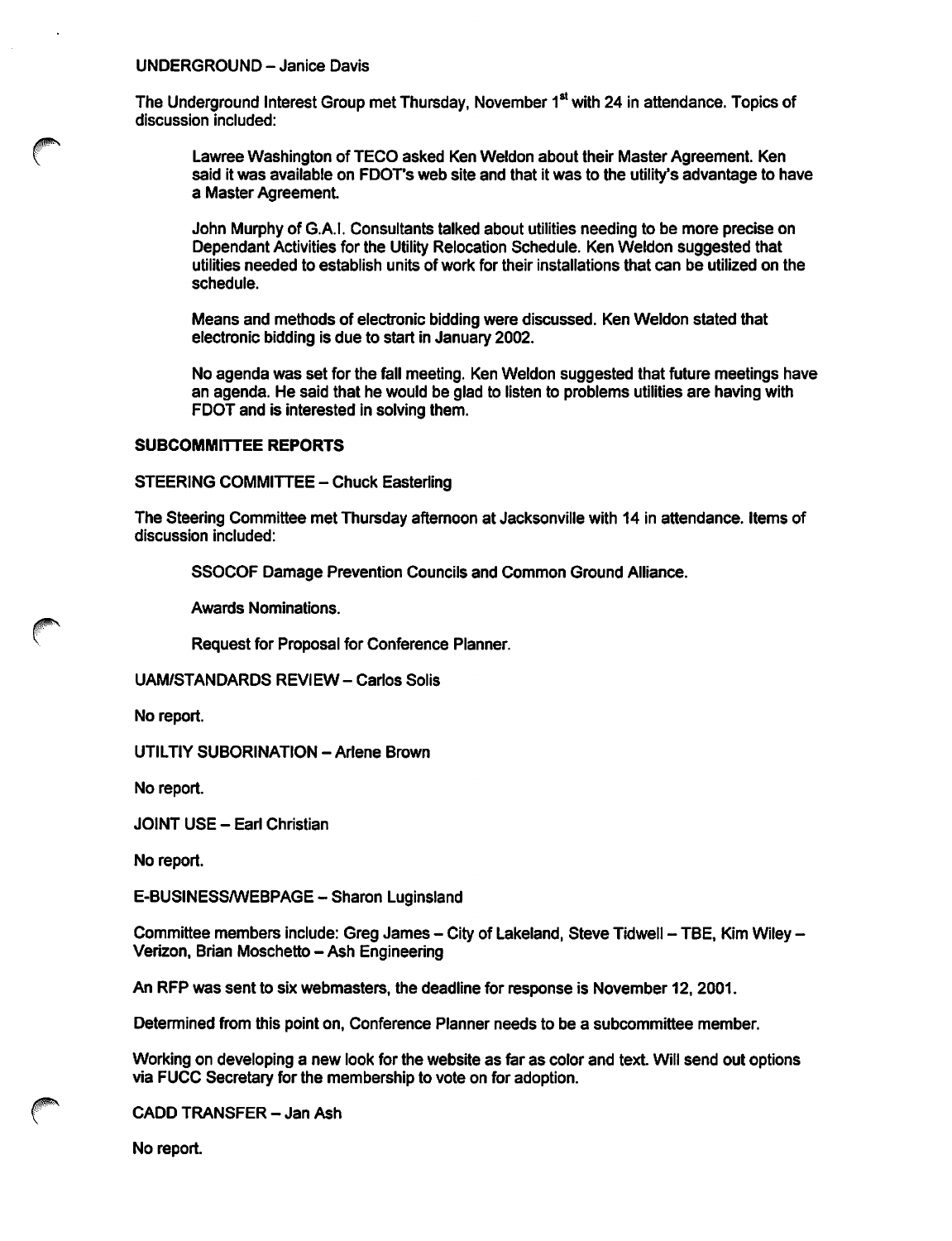UNDERGROUND – Janice Davis

The Underground Interest Group met Thursday, November 1st with 24 in attendance. Topics of discussion included:

Lawree Washington of TECO asked Ken Weldon about their Master Agreement. Ken said it was available on FDOT's web site and that it was to the utility's advantage to have a Master Agreement.

John Murphy of G.A.I. Consultants talked about utilities needing to be more precise on Dependant Activities for the Utility Relocation Schedule. Ken Weldon suggested that utilities needed to establish units of work for their installations that can be utilized on the schedule.

Means and methods of electronic bidding were discussed. Ken Weldon stated that electronic bidding is due to start in January 2002.

No agenda was set for the fall meeting. Ken Weldon suggested that future meetings have an agenda. He said that he would be glad to listen to problems utilities are having with FDOT and is interested in solving them.

**SUBCOMMITTEE REPORTS**

STEERING COMMITTEE – Chuck Easterling

The Steering Committee met Thursday afternoon at Jacksonville with 14 in attendance. Items of discussion included:

SSOCOF Damage Prevention Councils and Common Ground Alliance.

Awards Nominations.

Request for Proposal for Conference Planner.

UAM/STANDARDS REVIEW – Carlos Solis

No report.

UTILTIY SUBORINATION – Arlene Brown

No report.

JOINT USE – Earl Christian

No report.

E-BUSINESS/WEBPAGE – Sharon Luginsland

Committee members include: Greg James – City of Lakeland, Steve Tidwell – TBE, Kim Wiley – Verizon, Brian Moschetto – Ash Engineering

An RFP was sent to six webmasters, the deadline for response is November 12, 2001.

Determined from this point on, Conference Planner needs to be a subcommittee member.

Working on developing a new look for the website as far as color and text. Will send out options via FUCC Secretary for the membership to vote on for adoption.

CADD TRANSFER – Jan Ash

No report.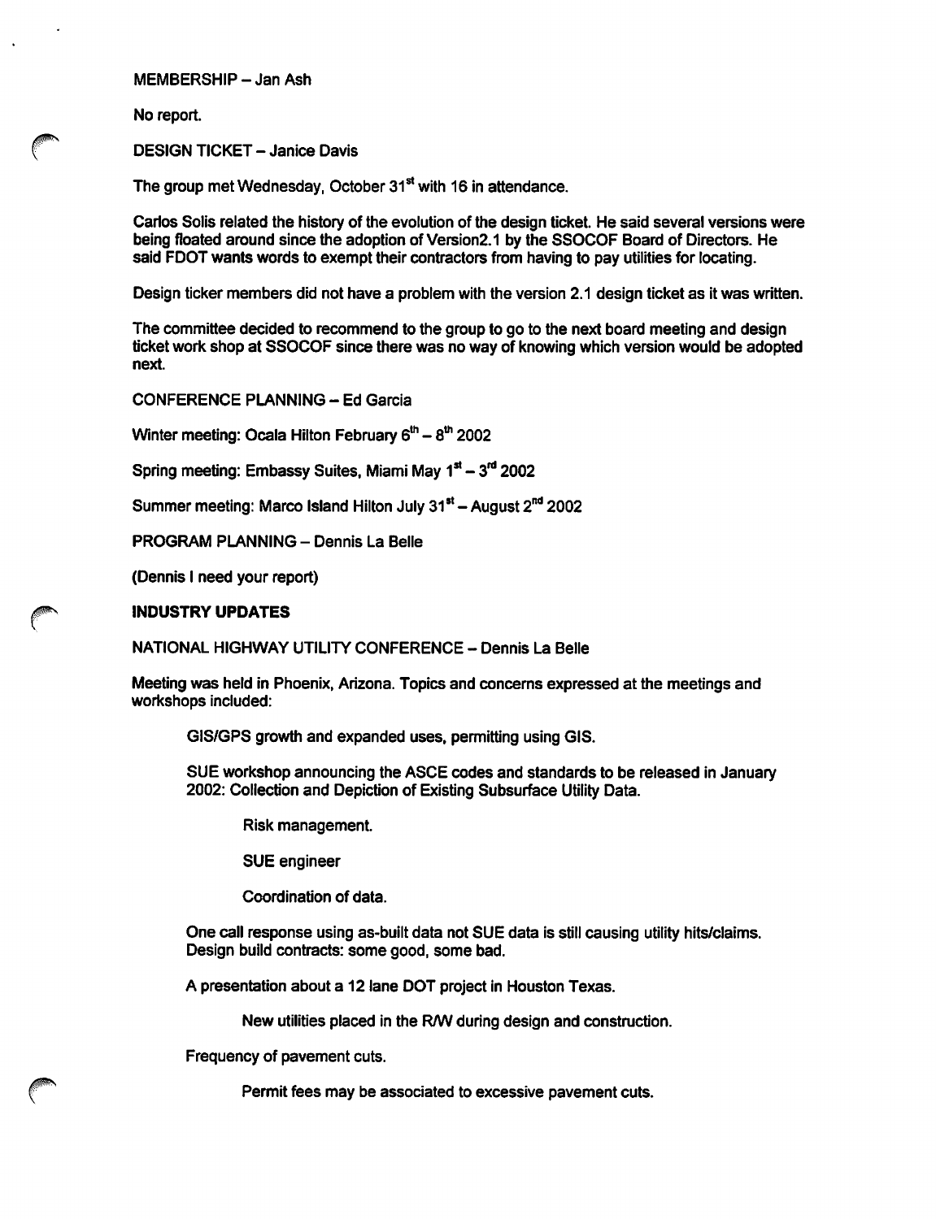MEMBERSHIP – Jan Ash

No report.

DESIGN TICKET – Janice Davis

The group met Wednesday, October 31st with 16 in attendance.

Carlos Solis related the history of the evolution of the design ticket. He said several versions were being floated around since the adoption of Version2.1 by the SSOCOF Board of Directors. He said FDOT wants words to exempt their contractors from having to pay utilities for locating.

Design ticker members did not have a problem with the version 2.1 design ticket as it was written.

The committee decided to recommend to the group to go to the next board meeting and design ticket work shop at SSOCOF since there was no way of knowing which version would be adopted next.

CONFERENCE PLANNING – Ed Garcia

Winter meeting: Ocala Hilton February 6th – 8th 2002

Spring meeting: Embassy Suites, Miami May 1st – 3rd 2002

Summer meeting: Marco Island Hilton July 31st – August 2nd 2002

PROGRAM PLANNING – Dennis La Belle

(Dennis I need your report)

**INDUSTRY UPDATES**

NATIONAL HIGHWAY UTILITY CONFERENCE – Dennis La Belle

Meeting was held in Phoenix, Arizona. Topics and concerns expressed at the meetings and workshops included:

GIS/GPS growth and expanded uses, permitting using GIS.

SUE workshop announcing the ASCE codes and standards to be released in January 2002: Collection and Depiction of Existing Subsurface Utility Data.

Risk management.

SUE engineer

Coordination of data.

One call response using as-built data not SUE data is still causing utility hits/claims. Design build contracts: some good, some bad.

A presentation about a 12 lane DOT project in Houston Texas.

New utilities placed in the R/W during design and construction.

Frequency of pavement cuts.

Permit fees may be associated to excessive pavement cuts.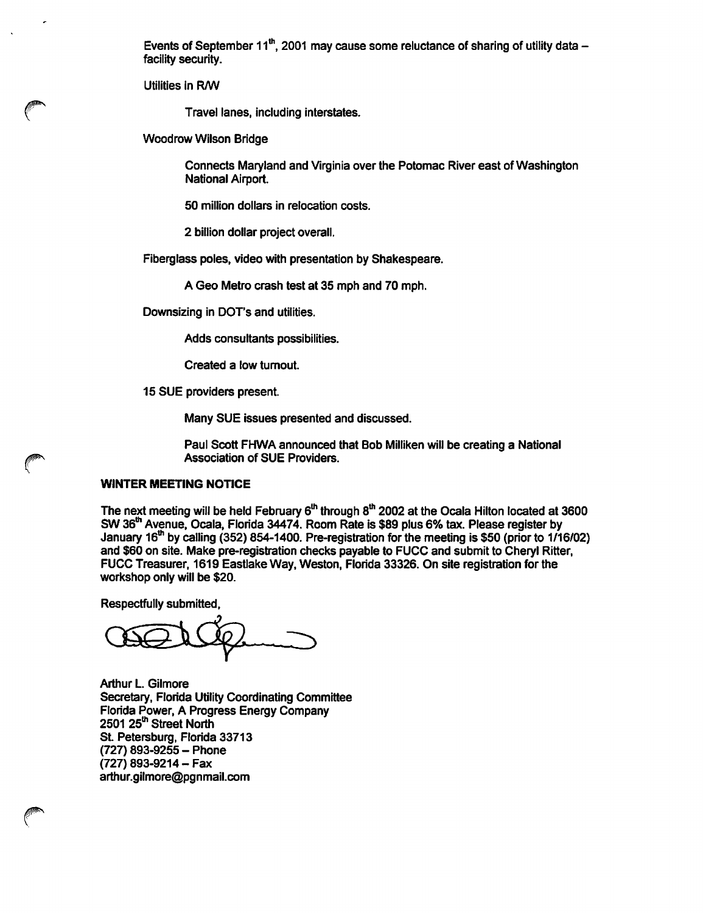Events of September 11th, 2001 may cause some reluctance of sharing of utility data – facility security.

Utilities in R/W

Travel lanes, including interstates.

Woodrow Wilson Bridge

Connects Maryland and Virginia over the Potomac River east of Washington National Airport.

50 million dollars in relocation costs.

2 billion dollar project overall.

Fiberglass poles, video with presentation by Shakespeare.

A Geo Metro crash test at 35 mph and 70 mph.

Downsizing in DOT's and utilities.

Adds consultants possibilities.

Created a low turnout.

15 SUE providers present.

Many SUE issues presented and discussed.

Paul Scott FHWA announced that Bob Milliken will be creating a National Association of SUE Providers.

**WINTER MEETING NOTICE**

The next meeting will be held February 6th through 8th 2002 at the Ocala Hilton located at 3600 SW 36th Avenue, Ocala, Florida 34474. Room Rate is $89 plus 6% tax. Please register by January 16th by calling (352) 854-1400. Pre-registration for the meeting is $50 (prior to 1/16/02) and $60 on site. Make pre-registration checks payable to FUCC and submit to Cheryl Ritter, FUCC Treasurer, 1619 Eastlake Way, Weston, Florida 33326. On site registration for the workshop only will be $20.

Respectfully submitted,

Arthur L. Gilmore
Secretary, Florida Utility Coordinating Committee
Florida Power, A Progress Energy Company
2501 25th Street North
St. Petersburg, Florida 33713
(727) 893-9255 – Phone
(727) 893-9214 – Fax
arthur.gilmore@pgnmail.com